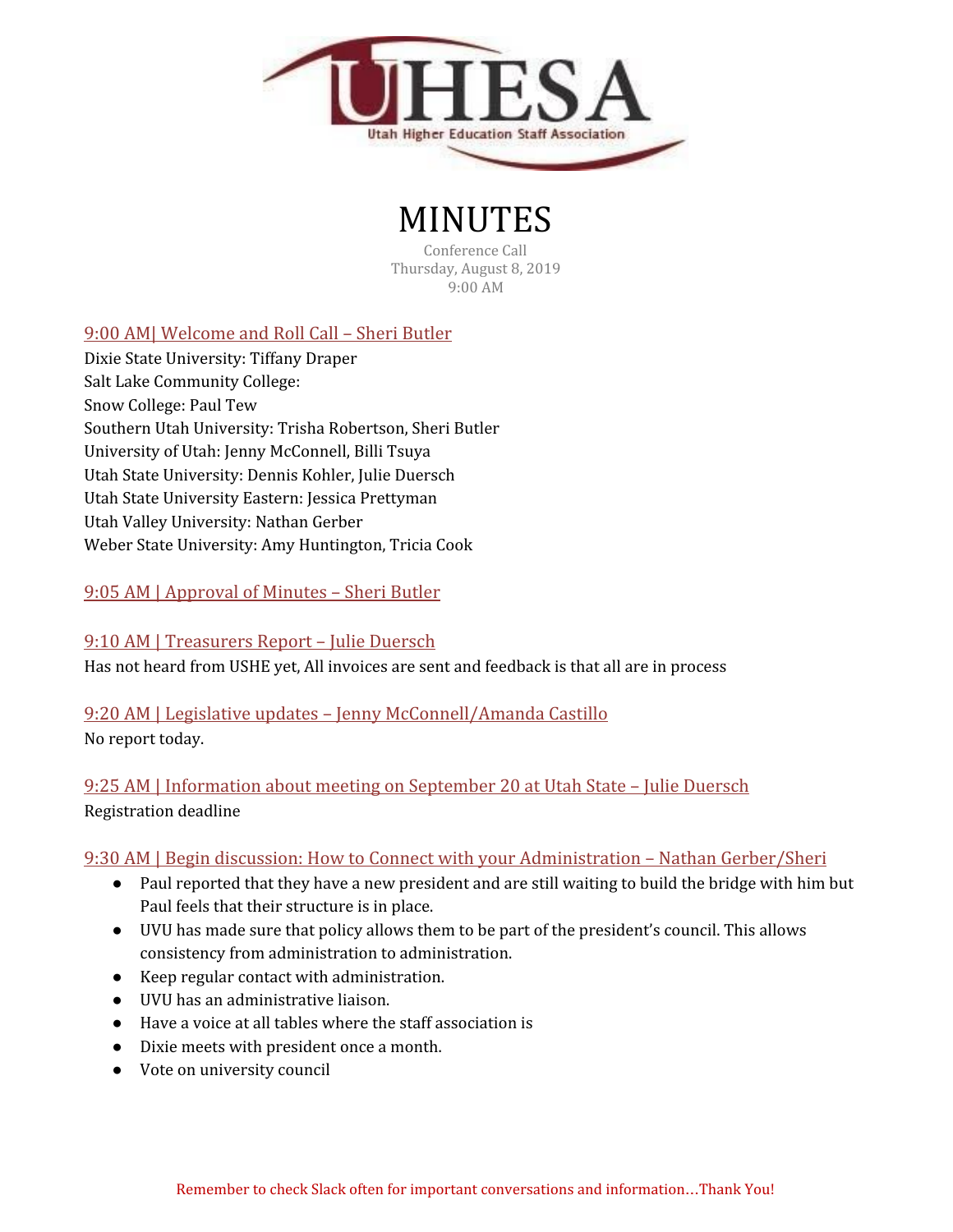# MINUTES

Conference Call
Thursday, August 8, 2019
9:00 AM

## 9:00 AM| Welcome and Roll Call – Sheri Butler

Dixie State University: Tiffany Draper
Salt Lake Community College:
Snow College: Paul Tew
Southern Utah University: Trisha Robertson, Sheri Butler
University of Utah: Jenny McConnell, Billi Tsuya
Utah State University: Dennis Kohler, Julie Duersch
Utah State University Eastern: Jessica Prettyman
Utah Valley University: Nathan Gerber
Weber State University: Amy Huntington, Tricia Cook

## 9:05 AM | Approval of Minutes – Sheri Butler

## 9:10 AM | Treasurers Report – Julie Duersch

Has not heard from USHE yet, All invoices are sent and feedback is that all are in process

## 9:20 AM | Legislative updates – Jenny McConnell/Amanda Castillo

No report today.

## 9:25 AM | Information about meeting on September 20 at Utah State – Julie Duersch

Registration deadline

## 9:30 AM | Begin discussion: How to Connect with your Administration – Nathan Gerber/Sheri

- Paul reported that they have a new president and are still waiting to build the bridge with him but Paul feels that their structure is in place.
- UVU has made sure that policy allows them to be part of the president's council. This allows consistency from administration to administration.
- Keep regular contact with administration.
- UVU has an administrative liaison.
- Have a voice at all tables where the staff association is
- Dixie meets with president once a month.
- Vote on university council

Remember to check Slack often for important conversations and information…Thank You!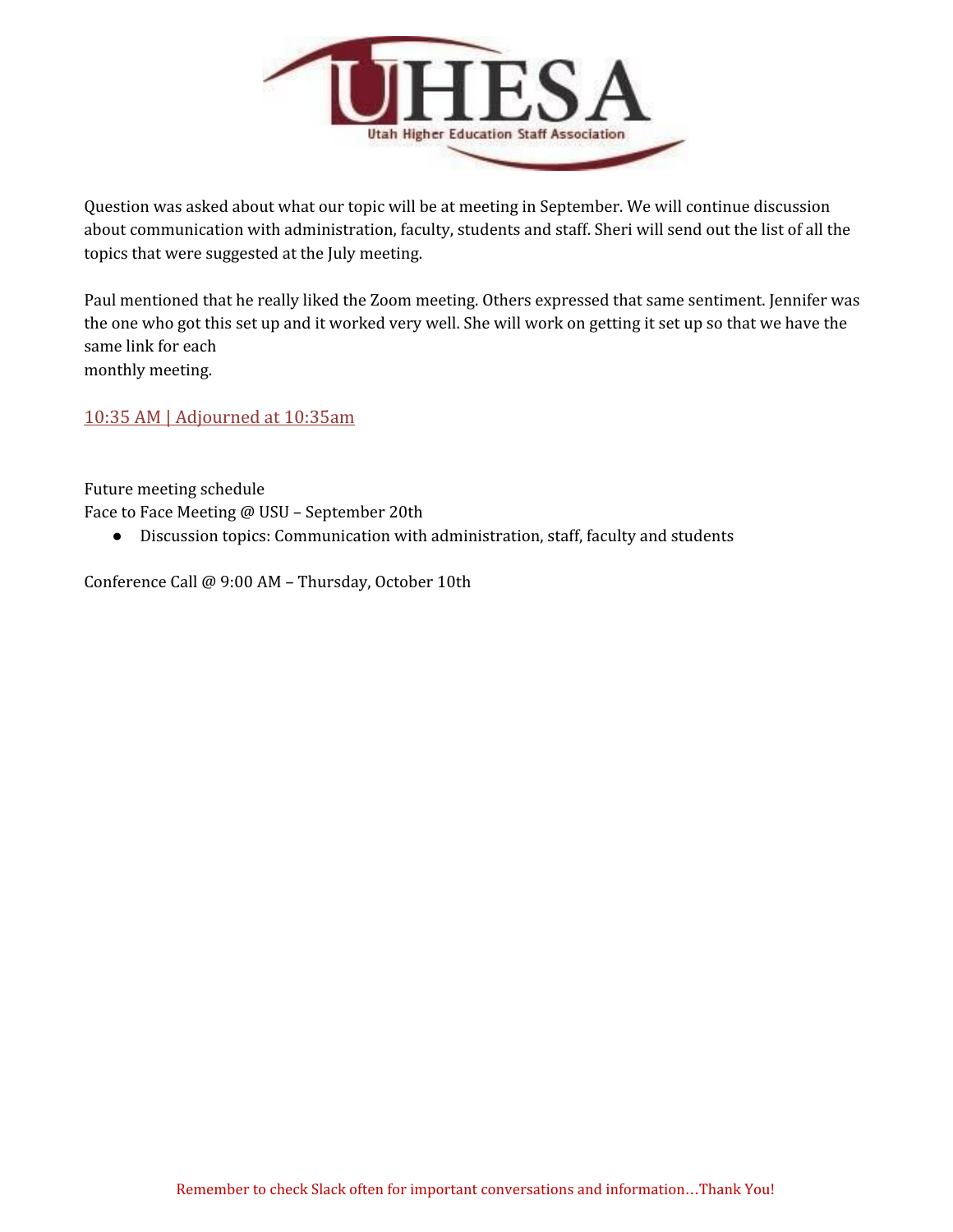Question was asked about what our topic will be at meeting in September. We will continue discussion about communication with administration, faculty, students and staff. Sheri will send out the list of all the topics that were suggested at the July meeting.

Paul mentioned that he really liked the Zoom meeting. Others expressed that same sentiment. Jennifer was the one who got this set up and it worked very well. She will work on getting it set up so that we have the same link for each monthly meeting.

10:35 AM | Adjourned at 10:35am

Future meeting schedule
Face to Face Meeting @ USU – September 20th

- Discussion topics: Communication with administration, staff, faculty and students

Conference Call @ 9:00 AM – Thursday, October 10th

Remember to check Slack often for important conversations and information…Thank You!